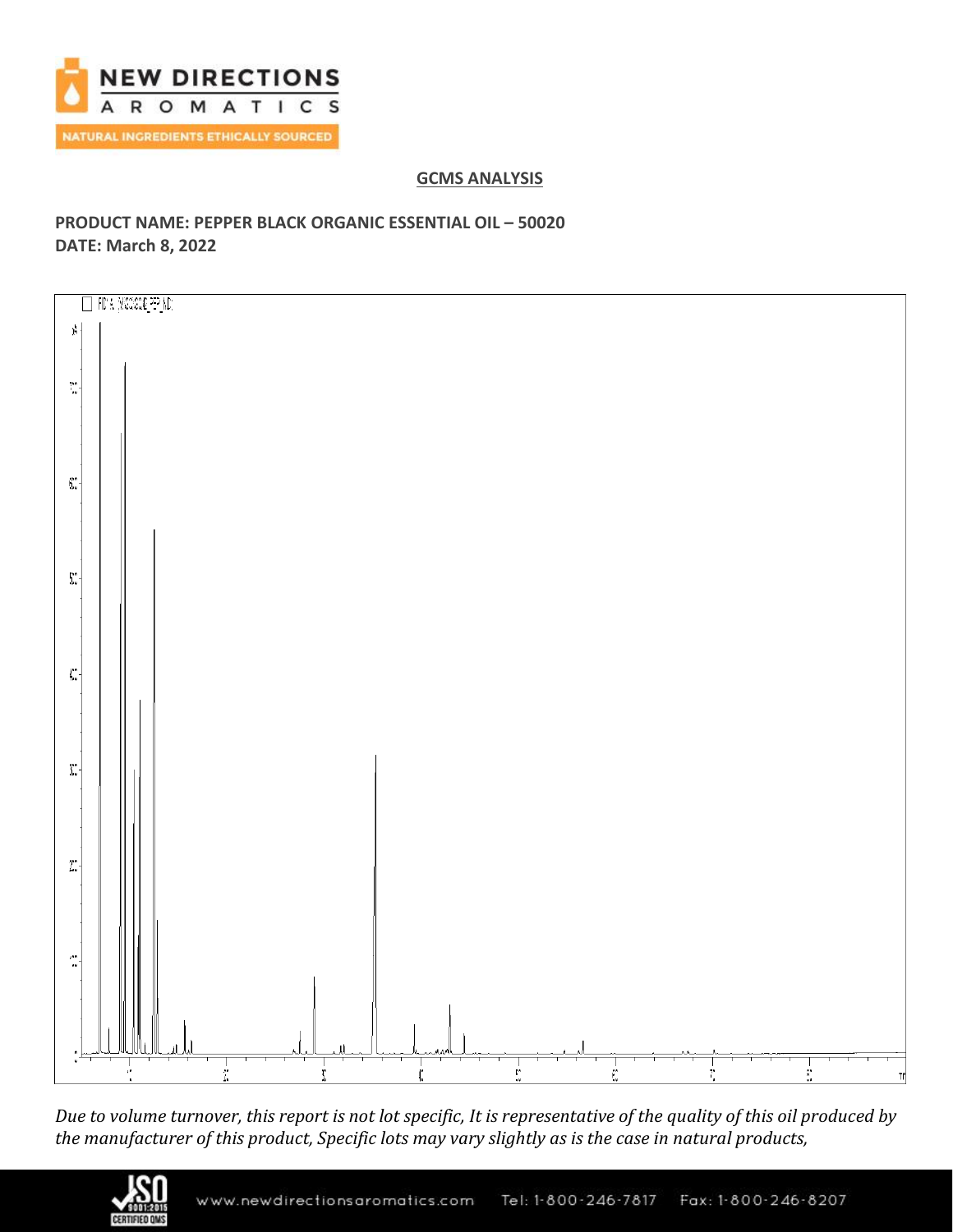## GCMS ANALYSIS

**PRODUCT NAME: PEPPER BLACK ORGANIC ESSENTIAL OIL – 50020**
**DATE: March 8, 2022**

*Due to volume turnover, this report is not lot specific, It is representative of the quality of this oil produced by the manufacturer of this product, Specific lots may vary slightly as is the case in natural products,*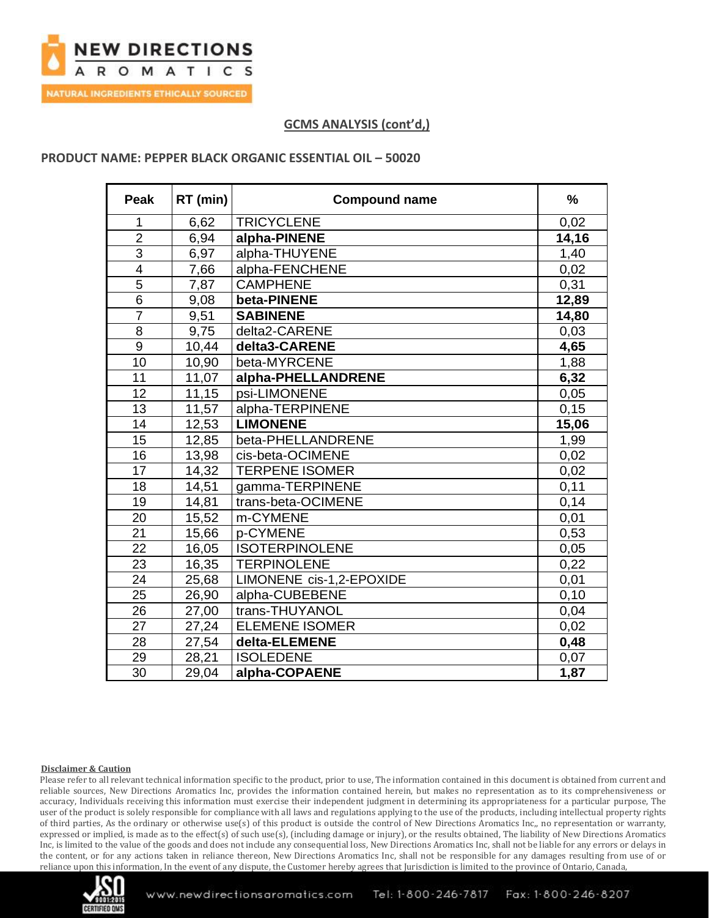## GCMS ANALYSIS (cont'd,)

**PRODUCT NAME: PEPPER BLACK ORGANIC ESSENTIAL OIL – 50020**

| Peak | RT (min) | Compound name | % |
|---|---|---|---|
| 1 | 6,62 | TRICYCLENE | 0,02 |
| 2 | 6,94 | **alpha-PINENE** | **14,16** |
| 3 | 6,97 | alpha-THUYENE | 1,40 |
| 4 | 7,66 | alpha-FENCHENE | 0,02 |
| 5 | 7,87 | CAMPHENE | 0,31 |
| 6 | 9,08 | **beta-PINENE** | **12,89** |
| 7 | 9,51 | **SABINENE** | **14,80** |
| 8 | 9,75 | delta2-CARENE | 0,03 |
| 9 | 10,44 | **delta3-CARENE** | **4,65** |
| 10 | 10,90 | beta-MYRCENE | 1,88 |
| 11 | 11,07 | **alpha-PHELLANDRENE** | **6,32** |
| 12 | 11,15 | psi-LIMONENE | 0,05 |
| 13 | 11,57 | alpha-TERPINENE | 0,15 |
| 14 | 12,53 | **LIMONENE** | **15,06** |
| 15 | 12,85 | beta-PHELLANDRENE | 1,99 |
| 16 | 13,98 | cis-beta-OCIMENE | 0,02 |
| 17 | 14,32 | TERPENE ISOMER | 0,02 |
| 18 | 14,51 | gamma-TERPINENE | 0,11 |
| 19 | 14,81 | trans-beta-OCIMENE | 0,14 |
| 20 | 15,52 | m-CYMENE | 0,01 |
| 21 | 15,66 | p-CYMENE | 0,53 |
| 22 | 16,05 | ISOTERPINOLENE | 0,05 |
| 23 | 16,35 | TERPINOLENE | 0,22 |
| 24 | 25,68 | LIMONENE cis-1,2-EPOXIDE | 0,01 |
| 25 | 26,90 | alpha-CUBEBENE | 0,10 |
| 26 | 27,00 | trans-THUYANOL | 0,04 |
| 27 | 27,24 | ELEMENE ISOMER | 0,02 |
| 28 | 27,54 | **delta-ELEMENE** | **0,48** |
| 29 | 28,21 | ISOLEDENE | 0,07 |
| 30 | 29,04 | **alpha-COPAENE** | **1,87** |

**Disclaimer & Caution**

Please refer to all relevant technical information specific to the product, prior to use, The information contained in this document is obtained from current and reliable sources, New Directions Aromatics Inc, provides the information contained herein, but makes no representation as to its comprehensiveness or accuracy, Individuals receiving this information must exercise their independent judgment in determining its appropriateness for a particular purpose, The user of the product is solely responsible for compliance with all laws and regulations applying to the use of the products, including intellectual property rights of third parties, As the ordinary or otherwise use(s) of this product is outside the control of New Directions Aromatics Inc,, no representation or warranty, expressed or implied, is made as to the effect(s) of such use(s), (including damage or injury), or the results obtained, The liability of New Directions Aromatics Inc, is limited to the value of the goods and does not include any consequential loss, New Directions Aromatics Inc, shall not be liable for any errors or delays in the content, or for any actions taken in reliance thereon, New Directions Aromatics Inc, shall not be responsible for any damages resulting from use of or reliance upon this information, In the event of any dispute, the Customer hereby agrees that Jurisdiction is limited to the province of Ontario, Canada,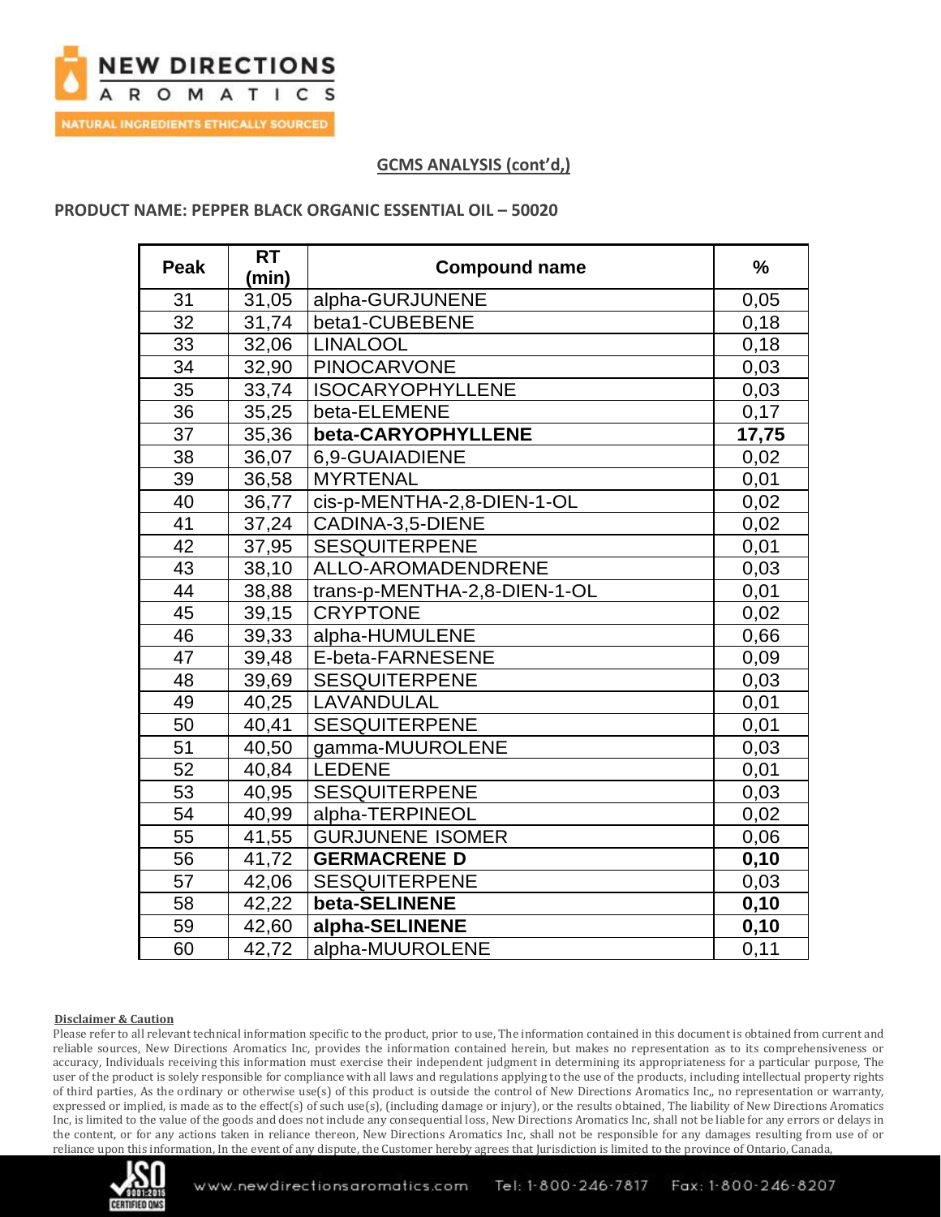## GCMS ANALYSIS (cont'd,)

**PRODUCT NAME: PEPPER BLACK ORGANIC ESSENTIAL OIL – 50020**

| Peak | RT (min) | Compound name | % |
|---|---|---|---|
| 31 | 31,05 | alpha-GURJUNENE | 0,05 |
| 32 | 31,74 | beta1-CUBEBENE | 0,18 |
| 33 | 32,06 | LINALOOL | 0,18 |
| 34 | 32,90 | PINOCARVONE | 0,03 |
| 35 | 33,74 | ISOCARYOPHYLLENE | 0,03 |
| 36 | 35,25 | beta-ELEMENE | 0,17 |
| 37 | 35,36 | **beta-CARYOPHYLLENE** | **17,75** |
| 38 | 36,07 | 6,9-GUAIADIENE | 0,02 |
| 39 | 36,58 | MYRTENAL | 0,01 |
| 40 | 36,77 | cis-p-MENTHA-2,8-DIEN-1-OL | 0,02 |
| 41 | 37,24 | CADINA-3,5-DIENE | 0,02 |
| 42 | 37,95 | SESQUITERPENE | 0,01 |
| 43 | 38,10 | ALLO-AROMADENDRENE | 0,03 |
| 44 | 38,88 | trans-p-MENTHA-2,8-DIEN-1-OL | 0,01 |
| 45 | 39,15 | CRYPTONE | 0,02 |
| 46 | 39,33 | alpha-HUMULENE | 0,66 |
| 47 | 39,48 | E-beta-FARNESENE | 0,09 |
| 48 | 39,69 | SESQUITERPENE | 0,03 |
| 49 | 40,25 | LAVANDULAL | 0,01 |
| 50 | 40,41 | SESQUITERPENE | 0,01 |
| 51 | 40,50 | gamma-MUUROLENE | 0,03 |
| 52 | 40,84 | LEDENE | 0,01 |
| 53 | 40,95 | SESQUITERPENE | 0,03 |
| 54 | 40,99 | alpha-TERPINEOL | 0,02 |
| 55 | 41,55 | GURJUNENE ISOMER | 0,06 |
| 56 | 41,72 | **GERMACRENE D** | **0,10** |
| 57 | 42,06 | SESQUITERPENE | 0,03 |
| 58 | 42,22 | **beta-SELINENE** | **0,10** |
| 59 | 42,60 | **alpha-SELINENE** | **0,10** |
| 60 | 42,72 | alpha-MUUROLENE | 0,11 |

**Disclaimer & Caution**

Please refer to all relevant technical information specific to the product, prior to use, The information contained in this document is obtained from current and reliable sources, New Directions Aromatics Inc, provides the information contained herein, but makes no representation as to its comprehensiveness or accuracy, Individuals receiving this information must exercise their independent judgment in determining its appropriateness for a particular purpose, The user of the product is solely responsible for compliance with all laws and regulations applying to the use of the products, including intellectual property rights of third parties, As the ordinary or otherwise use(s) of this product is outside the control of New Directions Aromatics Inc,, no representation or warranty, expressed or implied, is made as to the effect(s) of such use(s), (including damage or injury), or the results obtained, The liability of New Directions Aromatics Inc, is limited to the value of the goods and does not include any consequential loss, New Directions Aromatics Inc, shall not be liable for any errors or delays in the content, or for any actions taken in reliance thereon, New Directions Aromatics Inc, shall not be responsible for any damages resulting from use of or reliance upon this information, In the event of any dispute, the Customer hereby agrees that Jurisdiction is limited to the province of Ontario, Canada,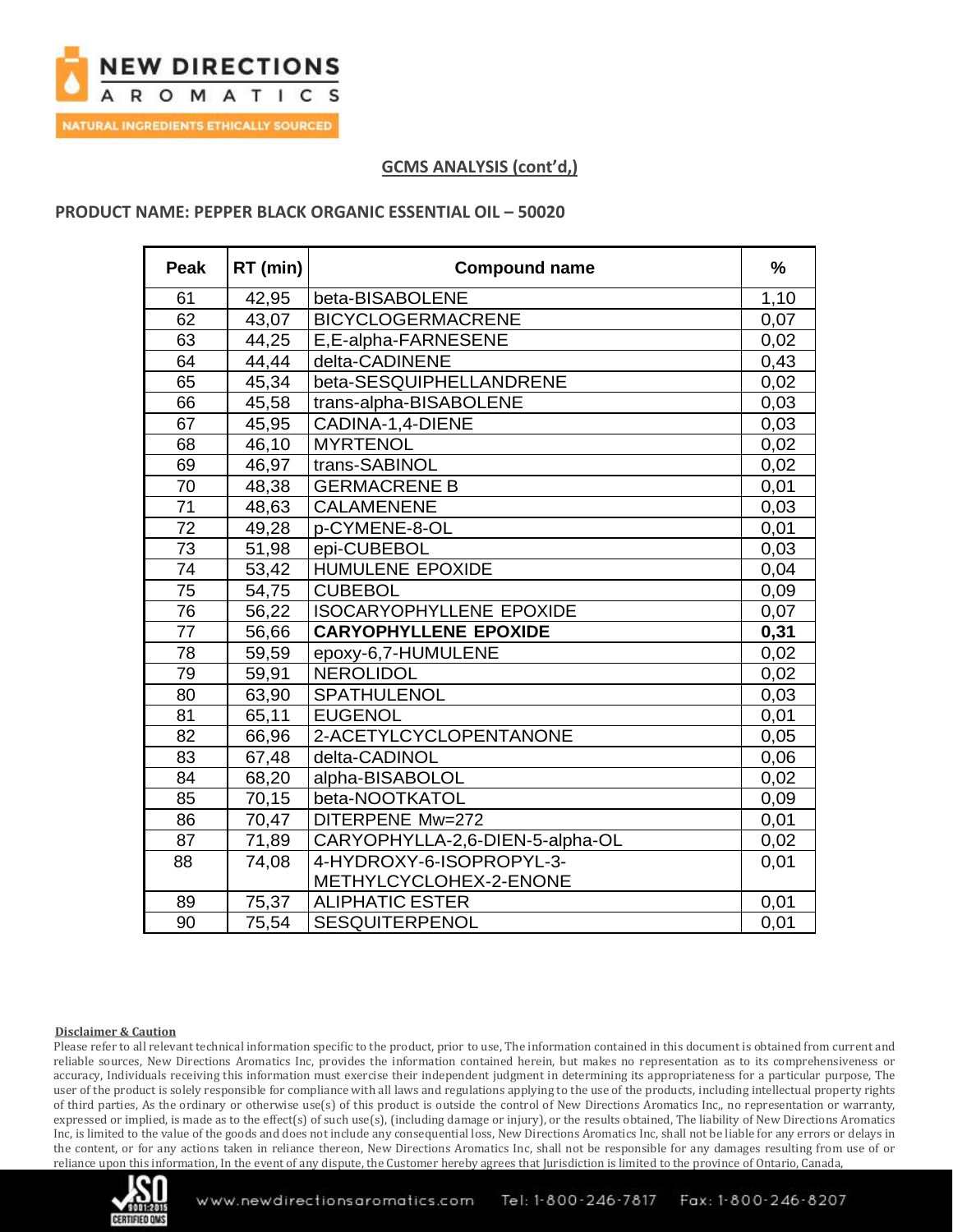## GCMS ANALYSIS (cont'd,)

**PRODUCT NAME: PEPPER BLACK ORGANIC ESSENTIAL OIL – 50020**

| Peak | RT (min) | Compound name | % |
|---|---|---|---|
| 61 | 42,95 | beta-BISABOLENE | 1,10 |
| 62 | 43,07 | BICYCLOGERMACRENE | 0,07 |
| 63 | 44,25 | E,E-alpha-FARNESENE | 0,02 |
| 64 | 44,44 | delta-CADINENE | 0,43 |
| 65 | 45,34 | beta-SESQUIPHELLANDRENE | 0,02 |
| 66 | 45,58 | trans-alpha-BISABOLENE | 0,03 |
| 67 | 45,95 | CADINA-1,4-DIENE | 0,03 |
| 68 | 46,10 | MYRTENOL | 0,02 |
| 69 | 46,97 | trans-SABINOL | 0,02 |
| 70 | 48,38 | GERMACRENE B | 0,01 |
| 71 | 48,63 | CALAMENENE | 0,03 |
| 72 | 49,28 | p-CYMENE-8-OL | 0,01 |
| 73 | 51,98 | epi-CUBEBOL | 0,03 |
| 74 | 53,42 | HUMULENE EPOXIDE | 0,04 |
| 75 | 54,75 | CUBEBOL | 0,09 |
| 76 | 56,22 | ISOCARYOPHYLLENE EPOXIDE | 0,07 |
| 77 | 56,66 | **CARYOPHYLLENE EPOXIDE** | **0,31** |
| 78 | 59,59 | epoxy-6,7-HUMULENE | 0,02 |
| 79 | 59,91 | NEROLIDOL | 0,02 |
| 80 | 63,90 | SPATHULENOL | 0,03 |
| 81 | 65,11 | EUGENOL | 0,01 |
| 82 | 66,96 | 2-ACETYLCYCLOPENTANONE | 0,05 |
| 83 | 67,48 | delta-CADINOL | 0,06 |
| 84 | 68,20 | alpha-BISABOLOL | 0,02 |
| 85 | 70,15 | beta-NOOTKATOL | 0,09 |
| 86 | 70,47 | DITERPENE Mw=272 | 0,01 |
| 87 | 71,89 | CARYOPHYLLA-2,6-DIEN-5-alpha-OL | 0,02 |
| 88 | 74,08 | 4-HYDROXY-6-ISOPROPYL-3-METHYLCYCLOHEX-2-ENONE | 0,01 |
| 89 | 75,37 | ALIPHATIC ESTER | 0,01 |
| 90 | 75,54 | SESQUITERPENOL | 0,01 |

**Disclaimer & Caution**

Please refer to all relevant technical information specific to the product, prior to use, The information contained in this document is obtained from current and reliable sources, New Directions Aromatics Inc, provides the information contained herein, but makes no representation as to its comprehensiveness or accuracy, Individuals receiving this information must exercise their independent judgment in determining its appropriateness for a particular purpose, The user of the product is solely responsible for compliance with all laws and regulations applying to the use of the products, including intellectual property rights of third parties, As the ordinary or otherwise use(s) of this product is outside the control of New Directions Aromatics Inc,, no representation or warranty, expressed or implied, is made as to the effect(s) of such use(s), (including damage or injury), or the results obtained, The liability of New Directions Aromatics Inc, is limited to the value of the goods and does not include any consequential loss, New Directions Aromatics Inc, shall not be liable for any errors or delays in the content, or for any actions taken in reliance thereon, New Directions Aromatics Inc, shall not be responsible for any damages resulting from use of or reliance upon this information, In the event of any dispute, the Customer hereby agrees that Jurisdiction is limited to the province of Ontario, Canada,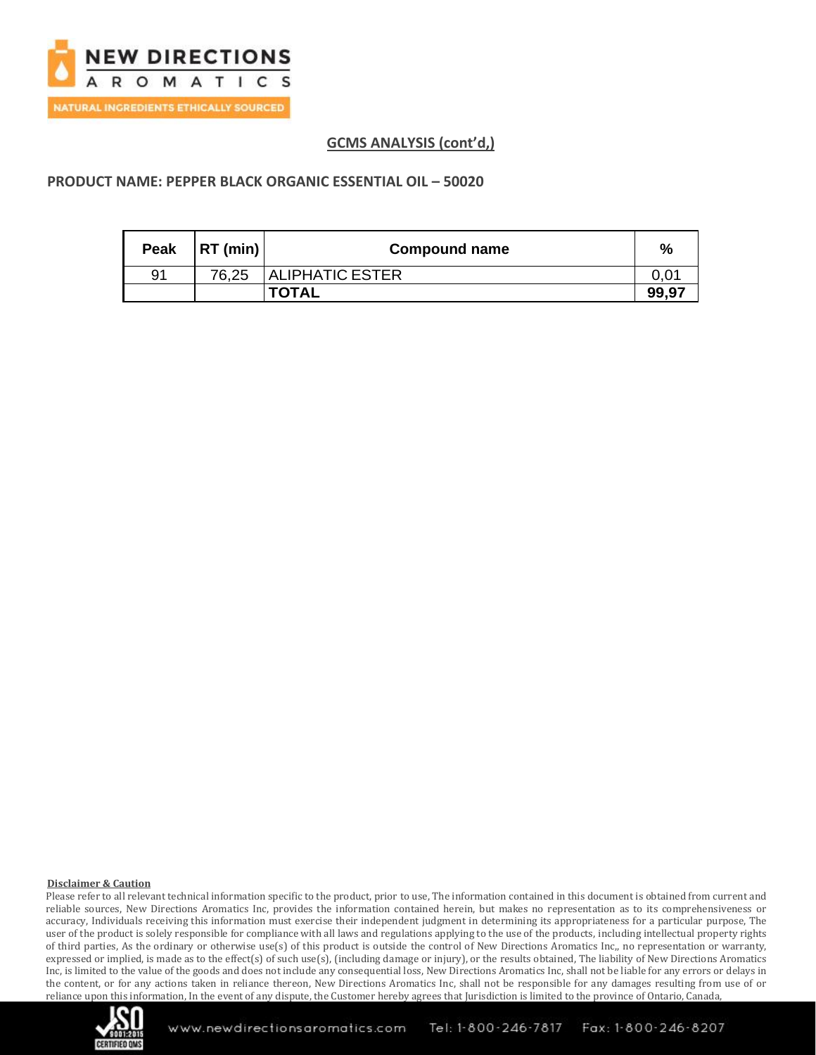## GCMS ANALYSIS (cont'd,)

**PRODUCT NAME: PEPPER BLACK ORGANIC ESSENTIAL OIL – 50020**

| Peak | RT (min) | Compound name | % |
|---|---|---|---|
| 91 | 76,25 | ALIPHATIC ESTER | 0,01 |
| | | **TOTAL** | **99,97** |

**Disclaimer & Caution**

Please refer to all relevant technical information specific to the product, prior to use, The information contained in this document is obtained from current and reliable sources, New Directions Aromatics Inc, provides the information contained herein, but makes no representation as to its comprehensiveness or accuracy, Individuals receiving this information must exercise their independent judgment in determining its appropriateness for a particular purpose, The user of the product is solely responsible for compliance with all laws and regulations applying to the use of the products, including intellectual property rights of third parties, As the ordinary or otherwise use(s) of this product is outside the control of New Directions Aromatics Inc,, no representation or warranty, expressed or implied, is made as to the effect(s) of such use(s), (including damage or injury), or the results obtained, The liability of New Directions Aromatics Inc, is limited to the value of the goods and does not include any consequential loss, New Directions Aromatics Inc, shall not be liable for any errors or delays in the content, or for any actions taken in reliance thereon, New Directions Aromatics Inc, shall not be responsible for any damages resulting from use of or reliance upon this information, In the event of any dispute, the Customer hereby agrees that Jurisdiction is limited to the province of Ontario, Canada,